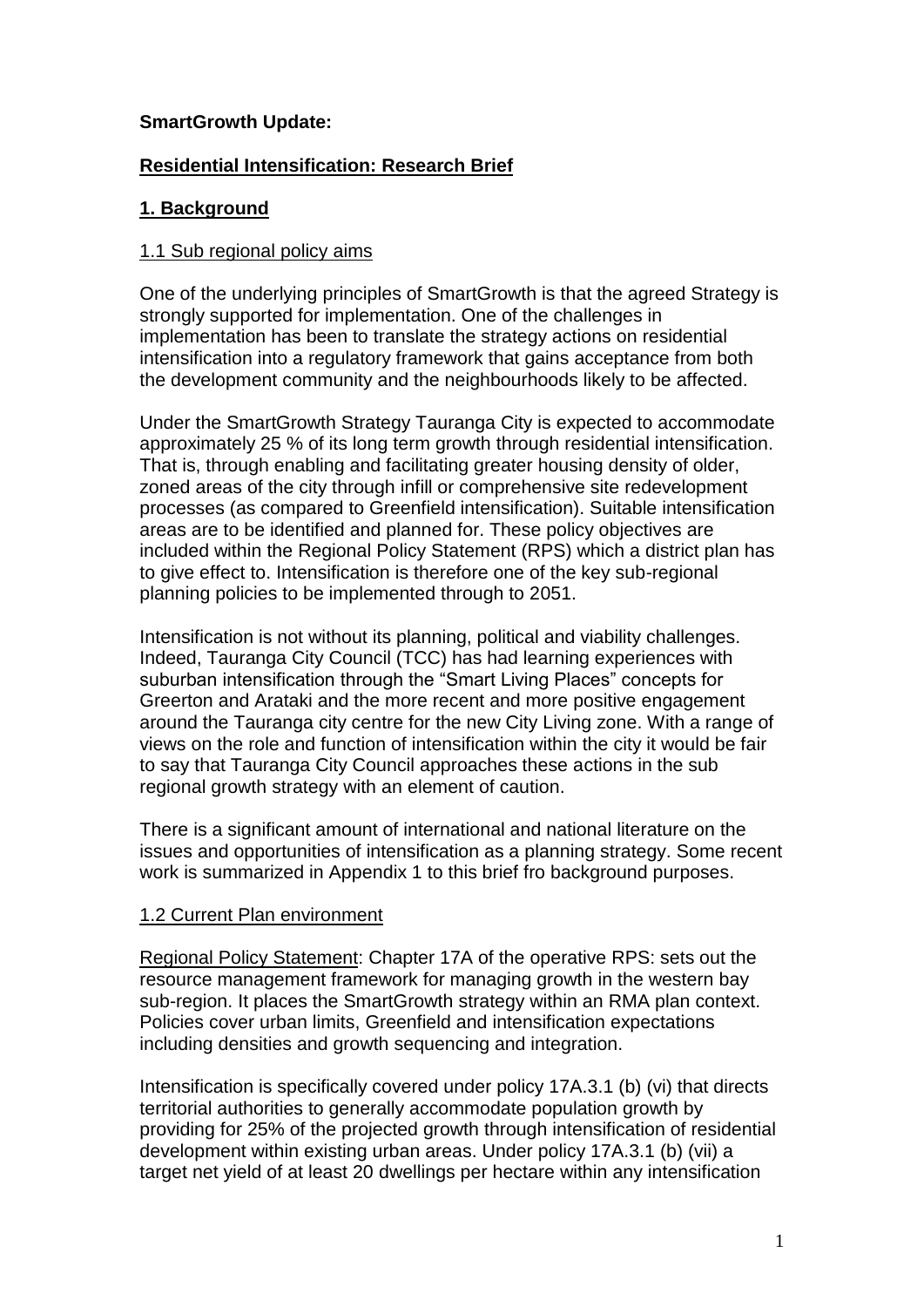**SmartGrowth Update:**

**Residential Intensification: Research Brief**

## 1. Background

### 1.1 Sub regional policy aims

One of the underlying principles of SmartGrowth is that the agreed Strategy is strongly supported for implementation. One of the challenges in implementation has been to translate the strategy actions on residential intensification into a regulatory framework that gains acceptance from both the development community and the neighbourhoods likely to be affected.

Under the SmartGrowth Strategy Tauranga City is expected to accommodate approximately 25 % of its long term growth through residential intensification. That is, through enabling and facilitating greater housing density of older, zoned areas of the city through infill or comprehensive site redevelopment processes (as compared to Greenfield intensification). Suitable intensification areas are to be identified and planned for. These policy objectives are included within the Regional Policy Statement (RPS) which a district plan has to give effect to. Intensification is therefore one of the key sub-regional planning policies to be implemented through to 2051.

Intensification is not without its planning, political and viability challenges. Indeed, Tauranga City Council (TCC) has had learning experiences with suburban intensification through the "Smart Living Places" concepts for Greerton and Arataki and the more recent and more positive engagement around the Tauranga city centre for the new City Living zone. With a range of views on the role and function of intensification within the city it would be fair to say that Tauranga City Council approaches these actions in the sub regional growth strategy with an element of caution.

There is a significant amount of international and national literature on the issues and opportunities of intensification as a planning strategy. Some recent work is summarized in Appendix 1 to this brief fro background purposes.

### 1.2 Current Plan environment

Regional Policy Statement: Chapter 17A of the operative RPS: sets out the resource management framework for managing growth in the western bay sub-region. It places the SmartGrowth strategy within an RMA plan context. Policies cover urban limits, Greenfield and intensification expectations including densities and growth sequencing and integration.

Intensification is specifically covered under policy 17A.3.1 (b) (vi) that directs territorial authorities to generally accommodate population growth by providing for 25% of the projected growth through intensification of residential development within existing urban areas. Under policy 17A.3.1 (b) (vii) a target net yield of at least 20 dwellings per hectare within any intensification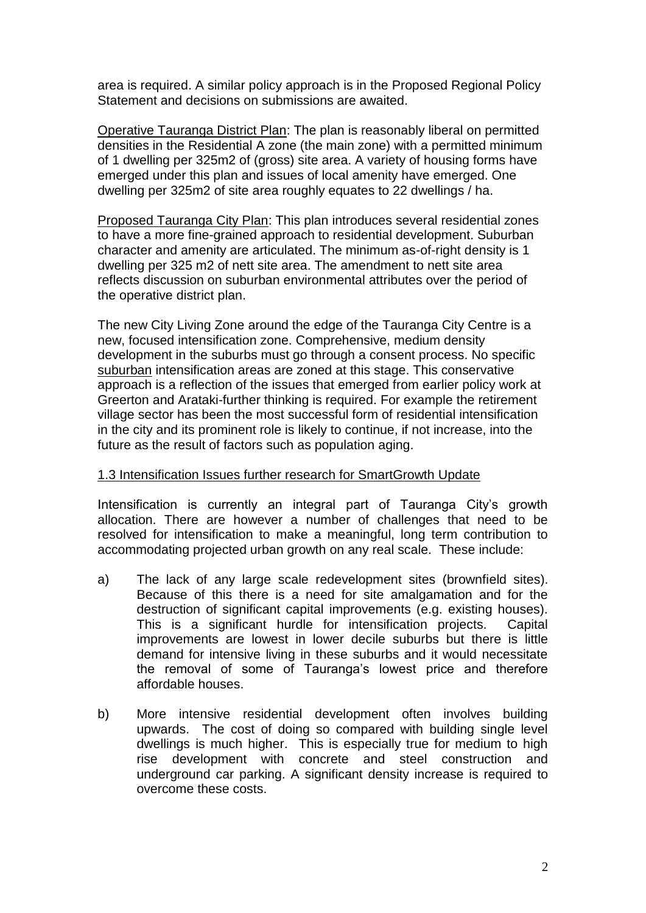area is required. A similar policy approach is in the Proposed Regional Policy Statement and decisions on submissions are awaited.

<u>Operative Tauranga District Plan</u>: The plan is reasonably liberal on permitted densities in the Residential A zone (the main zone) with a permitted minimum of 1 dwelling per 325m2 of (gross) site area. A variety of housing forms have emerged under this plan and issues of local amenity have emerged. One dwelling per 325m2 of site area roughly equates to 22 dwellings / ha.

<u>Proposed Tauranga City Plan</u>: This plan introduces several residential zones to have a more fine-grained approach to residential development. Suburban character and amenity are articulated. The minimum as-of-right density is 1 dwelling per 325 m2 of nett site area. The amendment to nett site area reflects discussion on suburban environmental attributes over the period of the operative district plan.

The new City Living Zone around the edge of the Tauranga City Centre is a new, focused intensification zone. Comprehensive, medium density development in the suburbs must go through a consent process. No specific <u>suburban</u> intensification areas are zoned at this stage. This conservative approach is a reflection of the issues that emerged from earlier policy work at Greerton and Arataki-further thinking is required. For example the retirement village sector has been the most successful form of residential intensification in the city and its prominent role is likely to continue, if not increase, into the future as the result of factors such as population aging.

### <u>1.3 Intensification Issues further research for SmartGrowth Update</u>

Intensification is currently an integral part of Tauranga City's growth allocation. There are however a number of challenges that need to be resolved for intensification to make a meaningful, long term contribution to accommodating projected urban growth on any real scale. These include:

a) The lack of any large scale redevelopment sites (brownfield sites). Because of this there is a need for site amalgamation and for the destruction of significant capital improvements (e.g. existing houses). This is a significant hurdle for intensification projects. Capital improvements are lowest in lower decile suburbs but there is little demand for intensive living in these suburbs and it would necessitate the removal of some of Tauranga's lowest price and therefore affordable houses.

b) More intensive residential development often involves building upwards. The cost of doing so compared with building single level dwellings is much higher. This is especially true for medium to high rise development with concrete and steel construction and underground car parking. A significant density increase is required to overcome these costs.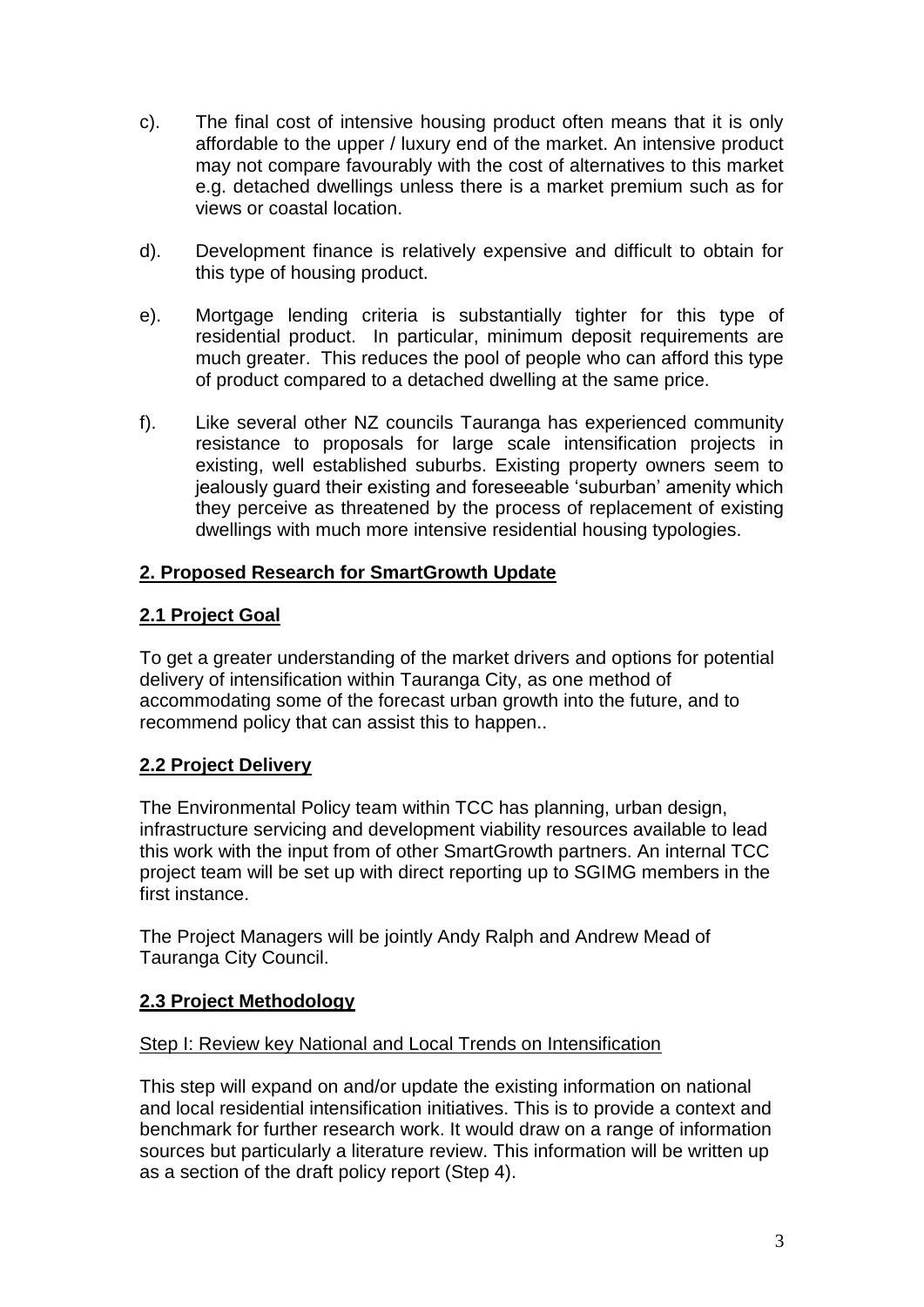c). The final cost of intensive housing product often means that it is only affordable to the upper / luxury end of the market. An intensive product may not compare favourably with the cost of alternatives to this market e.g. detached dwellings unless there is a market premium such as for views or coastal location.

d). Development finance is relatively expensive and difficult to obtain for this type of housing product.

e). Mortgage lending criteria is substantially tighter for this type of residential product. In particular, minimum deposit requirements are much greater. This reduces the pool of people who can afford this type of product compared to a detached dwelling at the same price.

f). Like several other NZ councils Tauranga has experienced community resistance to proposals for large scale intensification projects in existing, well established suburbs. Existing property owners seem to jealously guard their existing and foreseeable 'suburban' amenity which they perceive as threatened by the process of replacement of existing dwellings with much more intensive residential housing typologies.

## 2. Proposed Research for SmartGrowth Update

### 2.1 Project Goal

To get a greater understanding of the market drivers and options for potential delivery of intensification within Tauranga City, as one method of accommodating some of the forecast urban growth into the future, and to recommend policy that can assist this to happen..

### 2.2 Project Delivery

The Environmental Policy team within TCC has planning, urban design, infrastructure servicing and development viability resources available to lead this work with the input from of other SmartGrowth partners. An internal TCC project team will be set up with direct reporting up to SGIMG members in the first instance.

The Project Managers will be jointly Andy Ralph and Andrew Mead of Tauranga City Council.

### 2.3 Project Methodology

Step I: Review key National and Local Trends on Intensification

This step will expand on and/or update the existing information on national and local residential intensification initiatives. This is to provide a context and benchmark for further research work. It would draw on a range of information sources but particularly a literature review. This information will be written up as a section of the draft policy report (Step 4).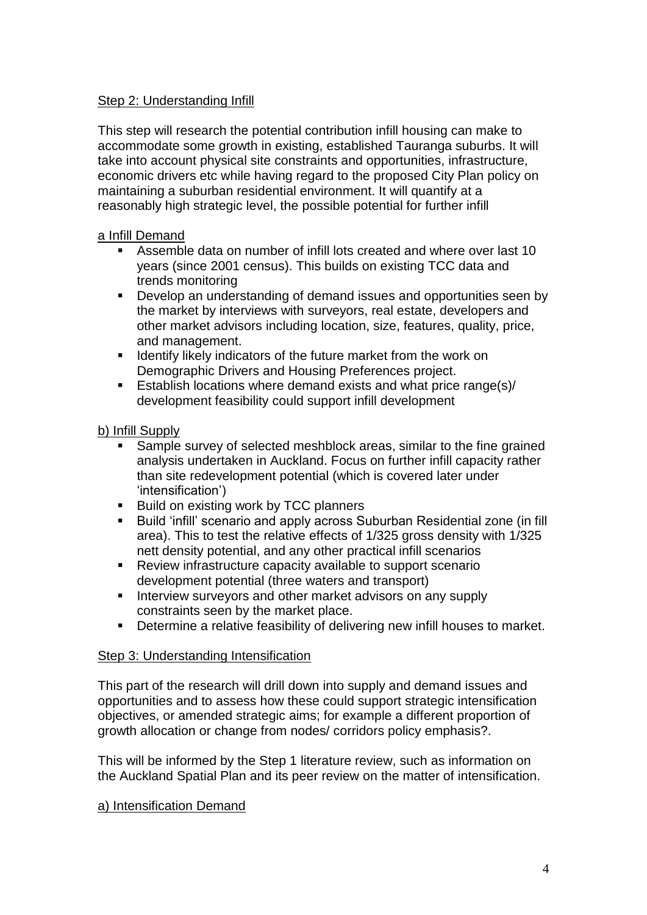## Step 2: Understanding Infill

This step will research the potential contribution infill housing can make to accommodate some growth in existing, established Tauranga suburbs. It will take into account physical site constraints and opportunities, infrastructure, economic drivers etc while having regard to the proposed City Plan policy on maintaining a suburban residential environment. It will quantify at a reasonably high strategic level, the possible potential for further infill

### a Infill Demand

- Assemble data on number of infill lots created and where over last 10 years (since 2001 census). This builds on existing TCC data and trends monitoring
- Develop an understanding of demand issues and opportunities seen by the market by interviews with surveyors, real estate, developers and other market advisors including location, size, features, quality, price, and management.
- Identify likely indicators of the future market from the work on Demographic Drivers and Housing Preferences project.
- Establish locations where demand exists and what price range(s)/ development feasibility could support infill development

### b) Infill Supply

- Sample survey of selected meshblock areas, similar to the fine grained analysis undertaken in Auckland. Focus on further infill capacity rather than site redevelopment potential (which is covered later under 'intensification')
- Build on existing work by TCC planners
- Build 'infill' scenario and apply across Suburban Residential zone (in fill area). This to test the relative effects of 1/325 gross density with 1/325 nett density potential, and any other practical infill scenarios
- Review infrastructure capacity available to support scenario development potential (three waters and transport)
- Interview surveyors and other market advisors on any supply constraints seen by the market place.
- Determine a relative feasibility of delivering new infill houses to market.

## Step 3: Understanding Intensification

This part of the research will drill down into supply and demand issues and opportunities and to assess how these could support strategic intensification objectives, or amended strategic aims; for example a different proportion of growth allocation or change from nodes/ corridors policy emphasis?.

This will be informed by the Step 1 literature review, such as information on the Auckland Spatial Plan and its peer review on the matter of intensification.

### a) Intensification Demand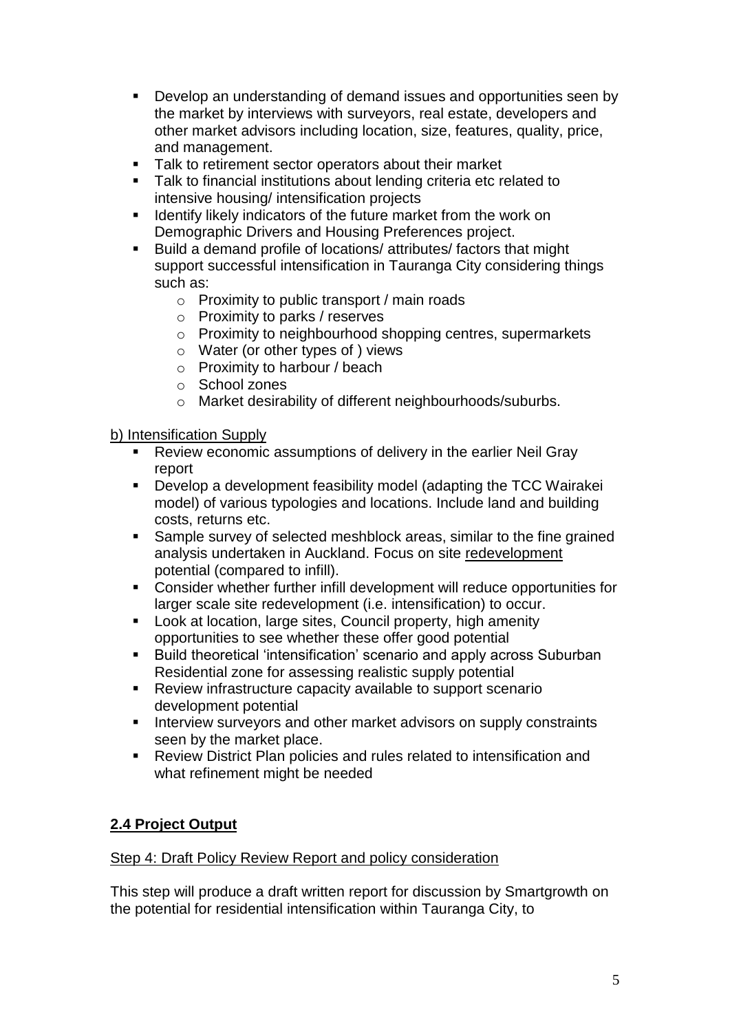- Develop an understanding of demand issues and opportunities seen by the market by interviews with surveyors, real estate, developers and other market advisors including location, size, features, quality, price, and management.
- Talk to retirement sector operators about their market
- Talk to financial institutions about lending criteria etc related to intensive housing/ intensification projects
- Identify likely indicators of the future market from the work on Demographic Drivers and Housing Preferences project.
- Build a demand profile of locations/ attributes/ factors that might support successful intensification in Tauranga City considering things such as:
    - Proximity to public transport / main roads
    - Proximity to parks / reserves
    - Proximity to neighbourhood shopping centres, supermarkets
    - Water (or other types of ) views
    - Proximity to harbour / beach
    - School zones
    - Market desirability of different neighbourhoods/suburbs.

<u>b) Intensification Supply</u>

- Review economic assumptions of delivery in the earlier Neil Gray report
- Develop a development feasibility model (adapting the TCC Wairakei model) of various typologies and locations. Include land and building costs, returns etc.
- Sample survey of selected meshblock areas, similar to the fine grained analysis undertaken in Auckland. Focus on site <u>redevelopment</u> potential (compared to infill).
- Consider whether further infill development will reduce opportunities for larger scale site redevelopment (i.e. intensification) to occur.
- Look at location, large sites, Council property, high amenity opportunities to see whether these offer good potential
- Build theoretical 'intensification' scenario and apply across Suburban Residential zone for assessing realistic supply potential
- Review infrastructure capacity available to support scenario development potential
- Interview surveyors and other market advisors on supply constraints seen by the market place.
- Review District Plan policies and rules related to intensification and what refinement might be needed

## 2.4 Project Output

<u>Step 4: Draft Policy Review Report and policy consideration</u>

This step will produce a draft written report for discussion by Smartgrowth on the potential for residential intensification within Tauranga City, to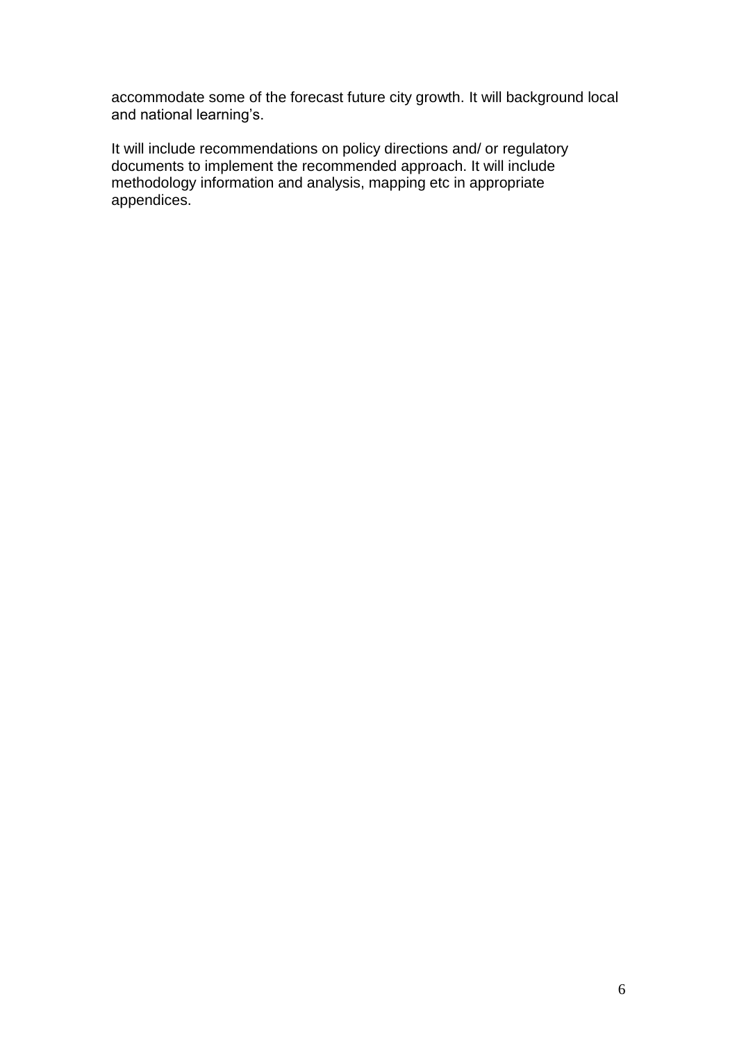accommodate some of the forecast future city growth. It will background local and national learning's.

It will include recommendations on policy directions and/ or regulatory documents to implement the recommended approach. It will include methodology information and analysis, mapping etc in appropriate appendices.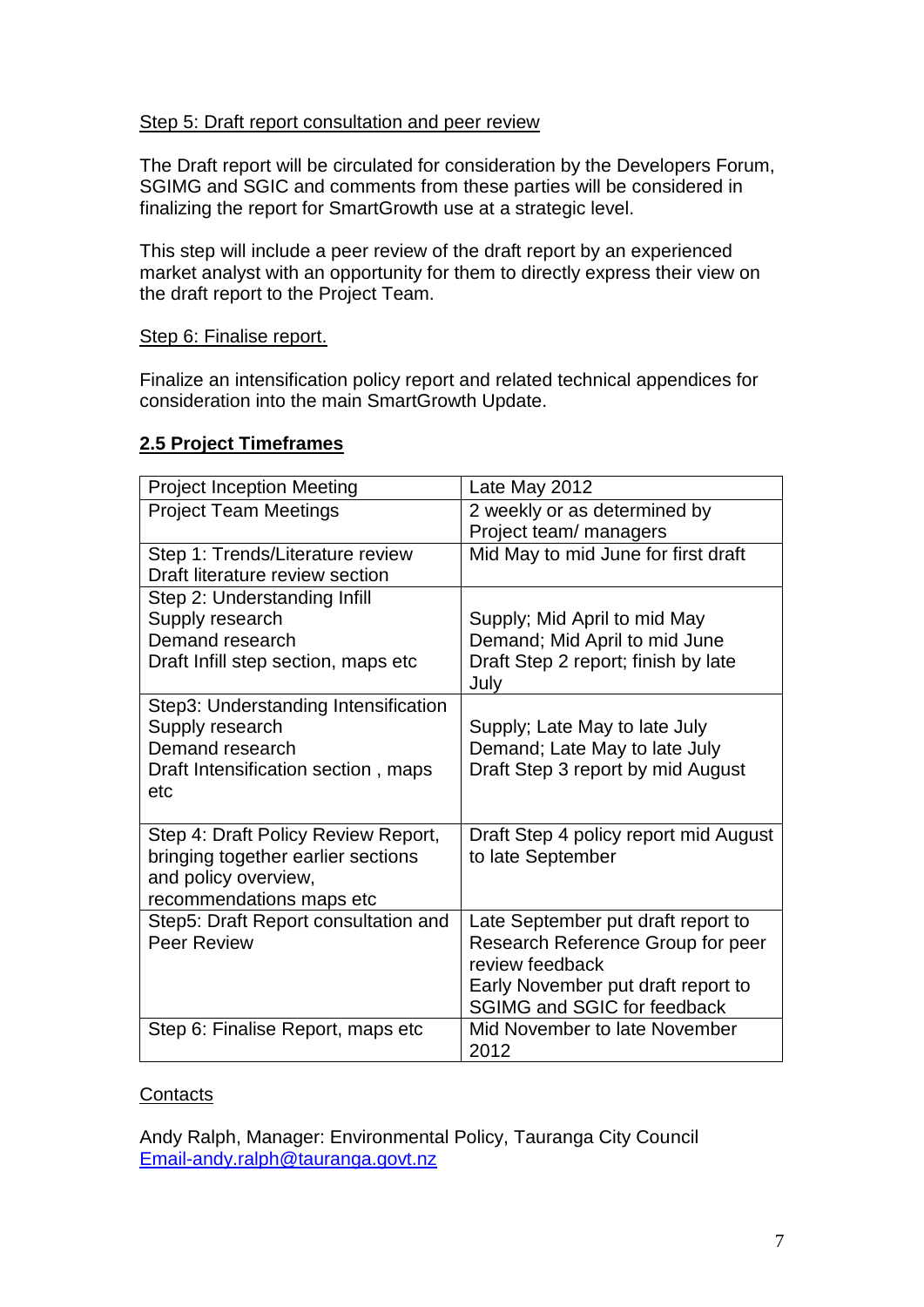Step 5: Draft report consultation and peer review

The Draft report will be circulated for consideration by the Developers Forum, SGIMG and SGIC and comments from these parties will be considered in finalizing the report for SmartGrowth use at a strategic level.

This step will include a peer review of the draft report by an experienced market analyst with an opportunity for them to directly express their view on the draft report to the Project Team.

Step 6: Finalise report.

Finalize an intensification policy report and related technical appendices for consideration into the main SmartGrowth Update.

## 2.5 Project Timeframes

| | |
|---|---|
| Project Inception Meeting | Late May 2012 |
| Project Team Meetings | 2 weekly or as determined by Project team/ managers |
| Step 1: Trends/Literature review<br>Draft literature review section | Mid May to mid June for first draft |
| Step 2: Understanding Infill<br>Supply research<br>Demand research<br>Draft Infill step section, maps etc | Supply; Mid April to mid May<br>Demand; Mid April to mid June<br>Draft Step 2 report; finish by late July |
| Step3: Understanding Intensification<br>Supply research<br>Demand research<br>Draft Intensification section , maps etc | Supply; Late May to late July<br>Demand; Late May to late July<br>Draft Step 3 report by mid August |
| Step 4: Draft Policy Review Report, bringing together earlier sections and policy overview, recommendations maps etc | Draft Step 4 policy report mid August to late September |
| Step5: Draft Report consultation and Peer Review | Late September put draft report to Research Reference Group for peer review feedback<br>Early November put draft report to SGIMG and SGIC for feedback |
| Step 6: Finalise Report, maps etc | Mid November to late November 2012 |

Contacts

Andy Ralph, Manager: Environmental Policy, Tauranga City Council
Email-andy.ralph@tauranga.govt.nz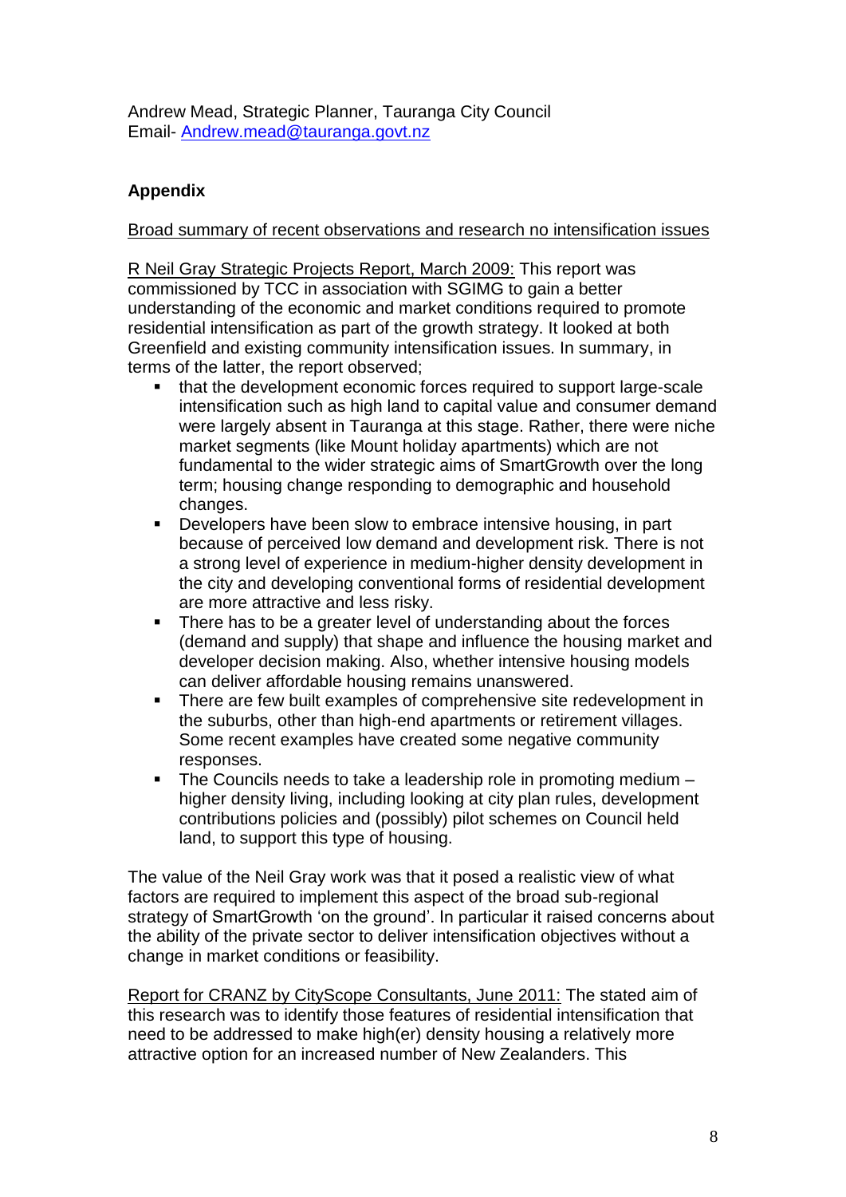Andrew Mead, Strategic Planner, Tauranga City Council
Email- [Andrew.mead@tauranga.govt.nz](mailto:Andrew.mead@tauranga.govt.nz)

## Appendix

<u>Broad summary of recent observations and research no intensification issues</u>

<u>R Neil Gray Strategic Projects Report, March 2009:</u> This report was commissioned by TCC in association with SGIMG to gain a better understanding of the economic and market conditions required to promote residential intensification as part of the growth strategy. It looked at both Greenfield and existing community intensification issues. In summary, in terms of the latter, the report observed;

- that the development economic forces required to support large-scale intensification such as high land to capital value and consumer demand were largely absent in Tauranga at this stage. Rather, there were niche market segments (like Mount holiday apartments) which are not fundamental to the wider strategic aims of SmartGrowth over the long term; housing change responding to demographic and household changes.
- Developers have been slow to embrace intensive housing, in part because of perceived low demand and development risk. There is not a strong level of experience in medium-higher density development in the city and developing conventional forms of residential development are more attractive and less risky.
- There has to be a greater level of understanding about the forces (demand and supply) that shape and influence the housing market and developer decision making. Also, whether intensive housing models can deliver affordable housing remains unanswered.
- There are few built examples of comprehensive site redevelopment in the suburbs, other than high-end apartments or retirement villages. Some recent examples have created some negative community responses.
- The Councils needs to take a leadership role in promoting medium – higher density living, including looking at city plan rules, development contributions policies and (possibly) pilot schemes on Council held land, to support this type of housing.

The value of the Neil Gray work was that it posed a realistic view of what factors are required to implement this aspect of the broad sub-regional strategy of SmartGrowth 'on the ground'. In particular it raised concerns about the ability of the private sector to deliver intensification objectives without a change in market conditions or feasibility.

<u>Report for CRANZ by CityScope Consultants, June 2011:</u> The stated aim of this research was to identify those features of residential intensification that need to be addressed to make high(er) density housing a relatively more attractive option for an increased number of New Zealanders. This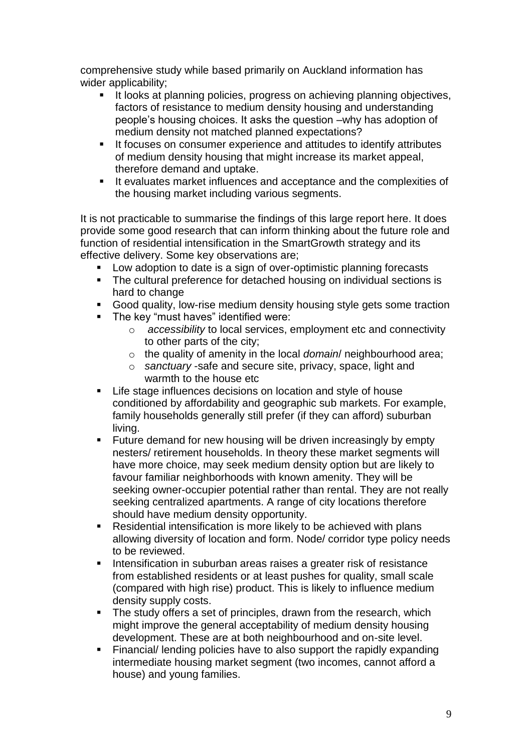comprehensive study while based primarily on Auckland information has wider applicability;

- It looks at planning policies, progress on achieving planning objectives, factors of resistance to medium density housing and understanding people's housing choices. It asks the question –why has adoption of medium density not matched planned expectations?
- It focuses on consumer experience and attitudes to identify attributes of medium density housing that might increase its market appeal, therefore demand and uptake.
- It evaluates market influences and acceptance and the complexities of the housing market including various segments.

It is not practicable to summarise the findings of this large report here. It does provide some good research that can inform thinking about the future role and function of residential intensification in the SmartGrowth strategy and its effective delivery. Some key observations are;

- Low adoption to date is a sign of over-optimistic planning forecasts
- The cultural preference for detached housing on individual sections is hard to change
- Good quality, low-rise medium density housing style gets some traction
- The key "must haves" identified were:
  - *accessibility* to local services, employment etc and connectivity to other parts of the city;
  - the quality of amenity in the local *domain*/ neighbourhood area;
  - *sanctuary* -safe and secure site, privacy, space, light and warmth to the house etc
- Life stage influences decisions on location and style of house conditioned by affordability and geographic sub markets. For example, family households generally still prefer (if they can afford) suburban living.
- Future demand for new housing will be driven increasingly by empty nesters/ retirement households. In theory these market segments will have more choice, may seek medium density option but are likely to favour familiar neighborhoods with known amenity. They will be seeking owner-occupier potential rather than rental. They are not really seeking centralized apartments. A range of city locations therefore should have medium density opportunity.
- Residential intensification is more likely to be achieved with plans allowing diversity of location and form. Node/ corridor type policy needs to be reviewed.
- Intensification in suburban areas raises a greater risk of resistance from established residents or at least pushes for quality, small scale (compared with high rise) product. This is likely to influence medium density supply costs.
- The study offers a set of principles, drawn from the research, which might improve the general acceptability of medium density housing development. These are at both neighbourhood and on-site level.
- Financial/ lending policies have to also support the rapidly expanding intermediate housing market segment (two incomes, cannot afford a house) and young families.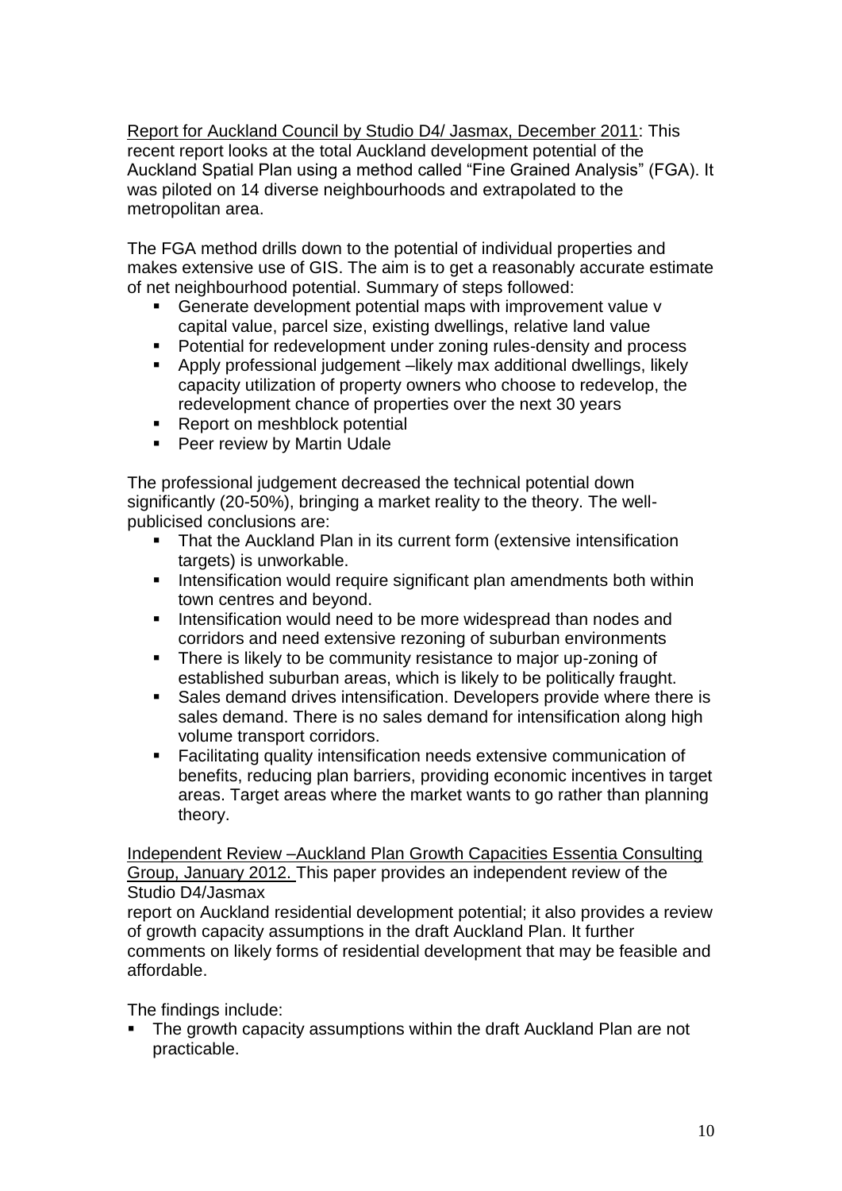Report for Auckland Council by Studio D4/ Jasmax, December 2011: This recent report looks at the total Auckland development potential of the Auckland Spatial Plan using a method called "Fine Grained Analysis" (FGA). It was piloted on 14 diverse neighbourhoods and extrapolated to the metropolitan area.

The FGA method drills down to the potential of individual properties and makes extensive use of GIS. The aim is to get a reasonably accurate estimate of net neighbourhood potential. Summary of steps followed:

- Generate development potential maps with improvement value v capital value, parcel size, existing dwellings, relative land value
- Potential for redevelopment under zoning rules-density and process
- Apply professional judgement –likely max additional dwellings, likely capacity utilization of property owners who choose to redevelop, the redevelopment chance of properties over the next 30 years
- Report on meshblock potential
- Peer review by Martin Udale

The professional judgement decreased the technical potential down significantly (20-50%), bringing a market reality to the theory. The well-publicised conclusions are:

- That the Auckland Plan in its current form (extensive intensification targets) is unworkable.
- Intensification would require significant plan amendments both within town centres and beyond.
- Intensification would need to be more widespread than nodes and corridors and need extensive rezoning of suburban environments
- There is likely to be community resistance to major up-zoning of established suburban areas, which is likely to be politically fraught.
- Sales demand drives intensification. Developers provide where there is sales demand. There is no sales demand for intensification along high volume transport corridors.
- Facilitating quality intensification needs extensive communication of benefits, reducing plan barriers, providing economic incentives in target areas. Target areas where the market wants to go rather than planning theory.

Independent Review –Auckland Plan Growth Capacities Essentia Consulting Group, January 2012. This paper provides an independent review of the Studio D4/Jasmax report on Auckland residential development potential; it also provides a review of growth capacity assumptions in the draft Auckland Plan. It further comments on likely forms of residential development that may be feasible and affordable.

The findings include:

- The growth capacity assumptions within the draft Auckland Plan are not practicable.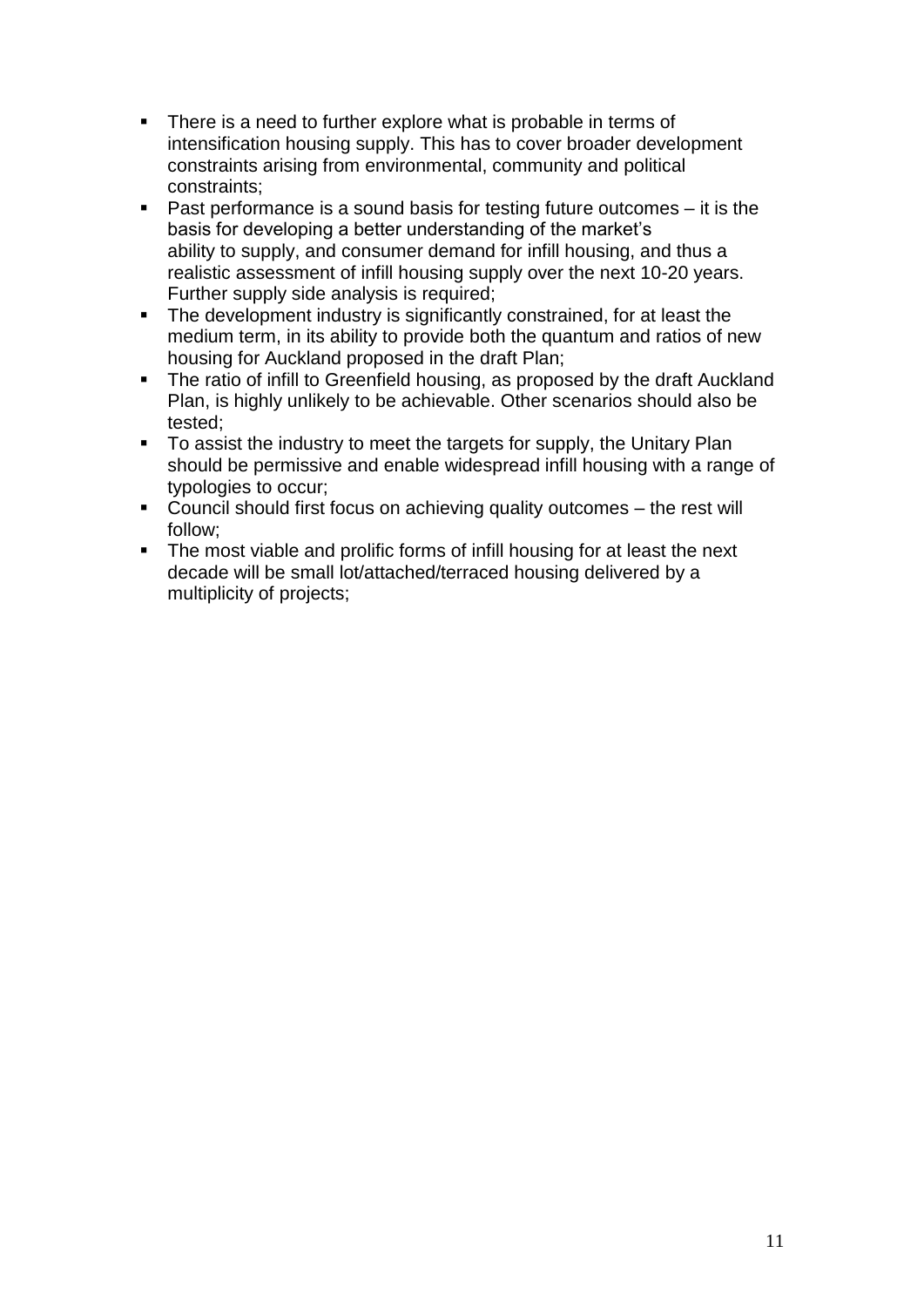- There is a need to further explore what is probable in terms of intensification housing supply. This has to cover broader development constraints arising from environmental, community and political constraints;
- Past performance is a sound basis for testing future outcomes – it is the basis for developing a better understanding of the market's ability to supply, and consumer demand for infill housing, and thus a realistic assessment of infill housing supply over the next 10-20 years. Further supply side analysis is required;
- The development industry is significantly constrained, for at least the medium term, in its ability to provide both the quantum and ratios of new housing for Auckland proposed in the draft Plan;
- The ratio of infill to Greenfield housing, as proposed by the draft Auckland Plan, is highly unlikely to be achievable. Other scenarios should also be tested;
- To assist the industry to meet the targets for supply, the Unitary Plan should be permissive and enable widespread infill housing with a range of typologies to occur;
- Council should first focus on achieving quality outcomes – the rest will follow;
- The most viable and prolific forms of infill housing for at least the next decade will be small lot/attached/terraced housing delivered by a multiplicity of projects;